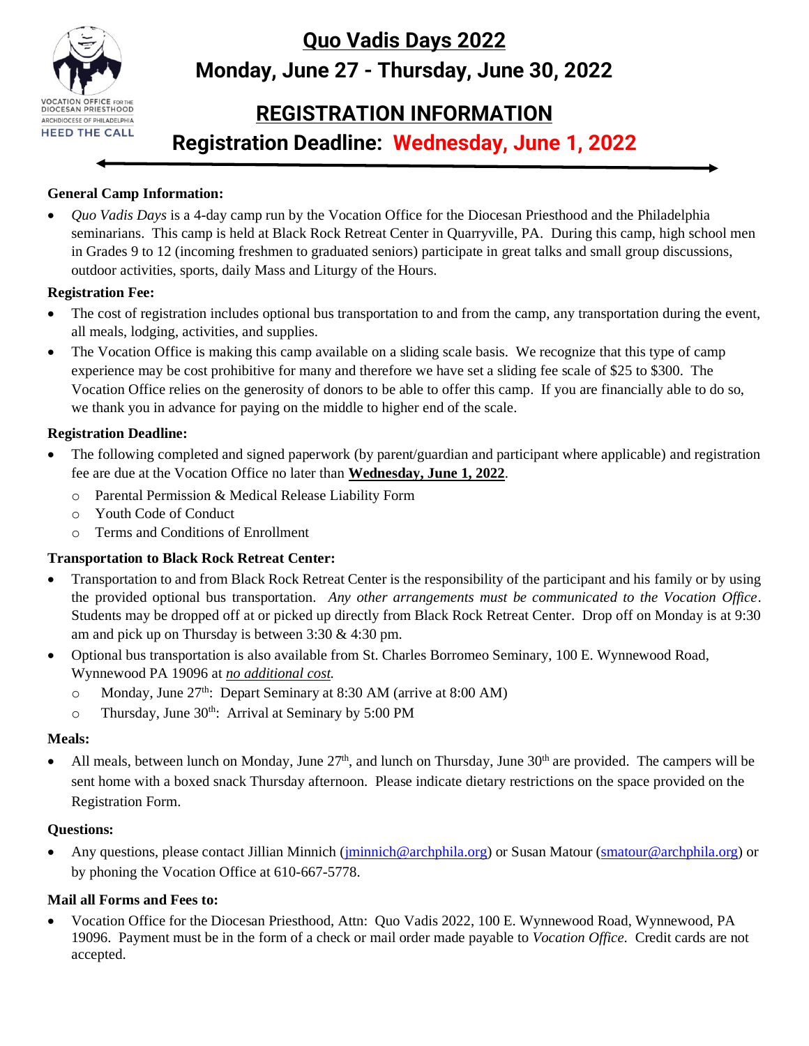# Quo Vadis Days 2022

## Monday, June 27 - Thursday, June 30, 2022

VOCATION OFFICE FOR THE DIOCESAN PRIESTHOOD
ARCHDIOCESE OF PHILADELPHIA
HEED THE CALL

## REGISTRATION INFORMATION

## Registration Deadline: Wednesday, June 1, 2022

**General Camp Information:**

- *Quo Vadis Days* is a 4-day camp run by the Vocation Office for the Diocesan Priesthood and the Philadelphia seminarians. This camp is held at Black Rock Retreat Center in Quarryville, PA. During this camp, high school men in Grades 9 to 12 (incoming freshmen to graduated seniors) participate in great talks and small group discussions, outdoor activities, sports, daily Mass and Liturgy of the Hours.

**Registration Fee:**

- The cost of registration includes optional bus transportation to and from the camp, any transportation during the event, all meals, lodging, activities, and supplies.
- The Vocation Office is making this camp available on a sliding scale basis. We recognize that this type of camp experience may be cost prohibitive for many and therefore we have set a sliding fee scale of $25 to $300. The Vocation Office relies on the generosity of donors to be able to offer this camp. If you are financially able to do so, we thank you in advance for paying on the middle to higher end of the scale.

**Registration Deadline:**

- The following completed and signed paperwork (by parent/guardian and participant where applicable) and registration fee are due at the Vocation Office no later than **Wednesday, June 1, 2022**.
  - Parental Permission & Medical Release Liability Form
  - Youth Code of Conduct
  - Terms and Conditions of Enrollment

**Transportation to Black Rock Retreat Center:**

- Transportation to and from Black Rock Retreat Center is the responsibility of the participant and his family or by using the provided optional bus transportation. *Any other arrangements must be communicated to the Vocation Office*. Students may be dropped off at or picked up directly from Black Rock Retreat Center. Drop off on Monday is at 9:30 am and pick up on Thursday is between 3:30 & 4:30 pm.
- Optional bus transportation is also available from St. Charles Borromeo Seminary, 100 E. Wynnewood Road, Wynnewood PA 19096 at *no additional cost.*
  - Monday, June 27th: Depart Seminary at 8:30 AM (arrive at 8:00 AM)
  - Thursday, June 30th: Arrival at Seminary by 5:00 PM

**Meals:**

- All meals, between lunch on Monday, June 27th, and lunch on Thursday, June 30th are provided. The campers will be sent home with a boxed snack Thursday afternoon. Please indicate dietary restrictions on the space provided on the Registration Form.

**Questions:**

- Any questions, please contact Jillian Minnich (jminnich@archphila.org) or Susan Matour (smatour@archphila.org) or by phoning the Vocation Office at 610-667-5778.

**Mail all Forms and Fees to:**

- Vocation Office for the Diocesan Priesthood, Attn: Quo Vadis 2022, 100 E. Wynnewood Road, Wynnewood, PA 19096. Payment must be in the form of a check or mail order made payable to *Vocation Office.* Credit cards are not accepted.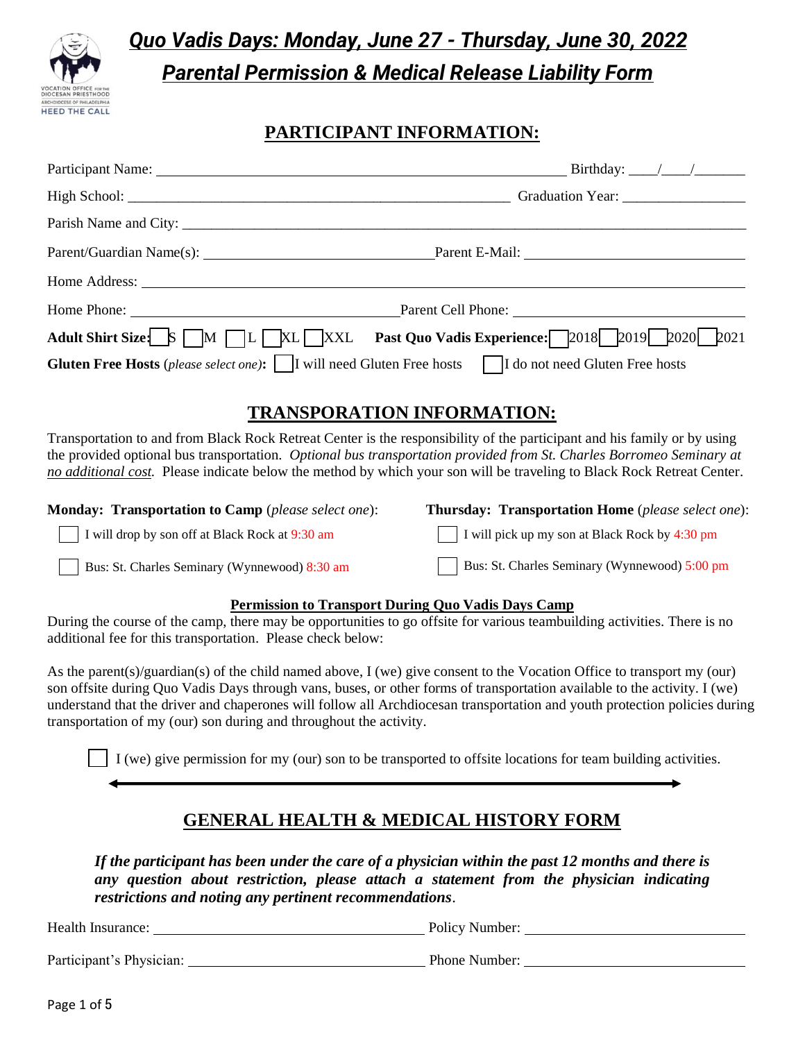# Quo Vadis Days: Monday, June 27 - Thursday, June 30, 2022

# Parental Permission & Medical Release Liability Form

VOCATION OFFICE FOR THE DIOCESAN PRIESTHOOD
ARCHDIOCESE OF PHILADELPHIA
HEED THE CALL

## PARTICIPANT INFORMATION:

Participant Name: ______________________________ Birthday: ____/____/_______

High School: ______________________________ Graduation Year: _________________

Parish Name and City: ______________________________

Parent/Guardian Name(s): ______________________________ Parent E-Mail: ______________________________

Home Address: ______________________________

Home Phone: ______________________________ Parent Cell Phone: ______________________________

**Adult Shirt Size:** ☐ S ☐ M ☐ L ☐ XL ☐ XXL **Past Quo Vadis Experience:** ☐ 2018 ☐ 2019 ☐ 2020 ☐ 2021

**Gluten Free Hosts** (*please select one*)**:** ☐ I will need Gluten Free hosts ☐ I do not need Gluten Free hosts

## TRANSPORATION INFORMATION:

Transportation to and from Black Rock Retreat Center is the responsibility of the participant and his family or by using the provided optional bus transportation. *Optional bus transportation provided from St. Charles Borromeo Seminary at* ***no additional cost****.* Please indicate below the method by which your son will be traveling to Black Rock Retreat Center.

**Monday: Transportation to Camp** (*please select one*):

☐ I will drop by son off at Black Rock at 9:30 am

☐ Bus: St. Charles Seminary (Wynnewood) 8:30 am

**Thursday: Transportation Home** (*please select one*):

☐ I will pick up my son at Black Rock by 4:30 pm

☐ Bus: St. Charles Seminary (Wynnewood) 5:00 pm

### Permission to Transport During Quo Vadis Days Camp

During the course of the camp, there may be opportunities to go offsite for various teambuilding activities. There is no additional fee for this transportation. Please check below:

As the parent(s)/guardian(s) of the child named above, I (we) give consent to the Vocation Office to transport my (our) son offsite during Quo Vadis Days through vans, buses, or other forms of transportation available to the activity. I (we) understand that the driver and chaperones will follow all Archdiocesan transportation and youth protection policies during transportation of my (our) son during and throughout the activity.

☐ I (we) give permission for my (our) son to be transported to offsite locations for team building activities.

## GENERAL HEALTH & MEDICAL HISTORY FORM

***If the participant has been under the care of a physician within the past 12 months and there is any question about restriction, please attach a statement from the physician indicating restrictions and noting any pertinent recommendations*****.**

Health Insurance: ______________________________ Policy Number: ______________________________

Participant's Physician: ______________________________ Phone Number: ______________________________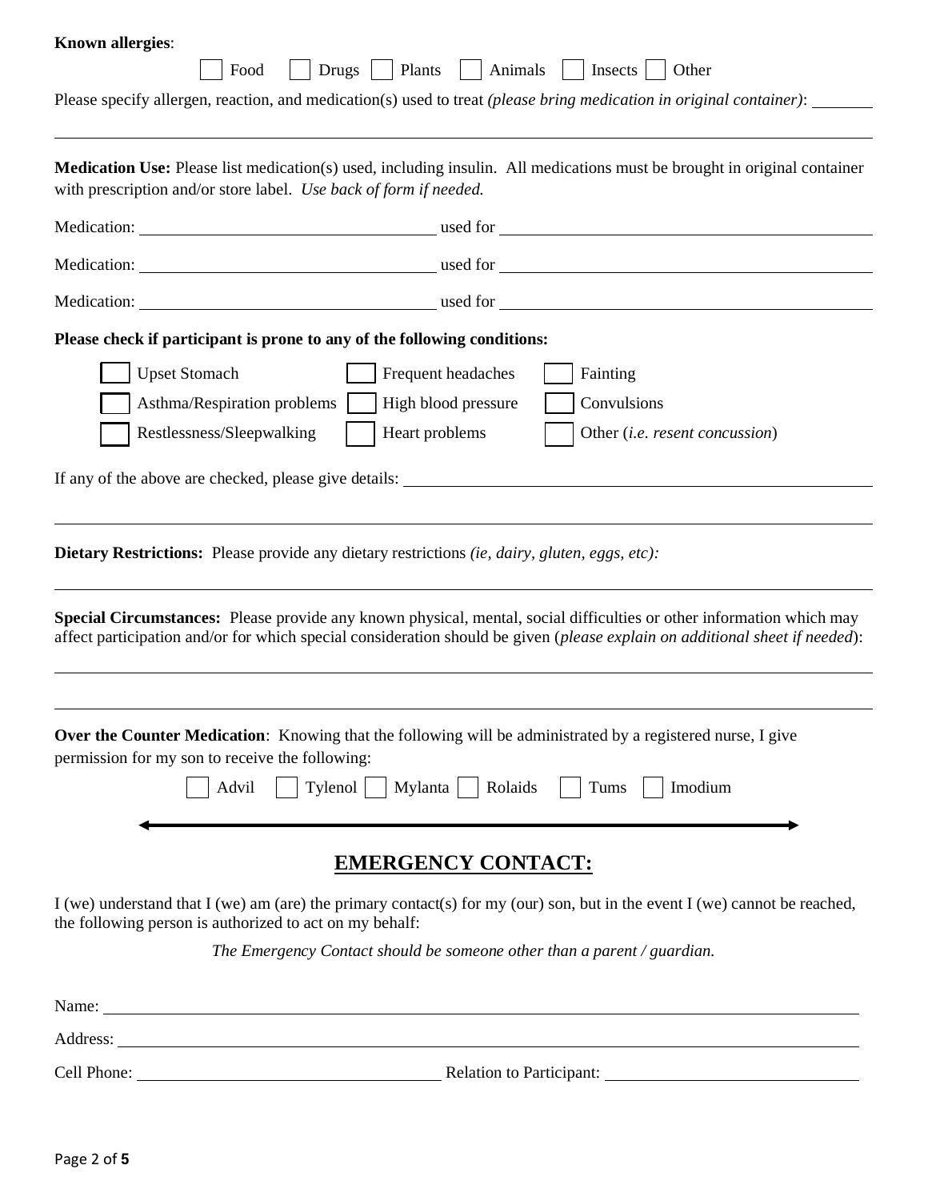**Known allergies**:

☐ Food ☐ Drugs ☐ Plants ☐ Animals ☐ Insects ☐ Other

Please specify allergen, reaction, and medication(s) used to treat *(please bring medication in original container)*: \_\_\_\_\_\_\_

\_\_\_\_\_\_\_\_\_\_\_\_\_\_\_\_\_\_\_\_\_\_\_\_\_\_\_\_\_\_\_\_\_\_\_\_\_\_\_\_\_\_\_\_\_\_\_\_\_\_\_\_\_\_\_\_\_\_\_\_\_\_\_\_\_\_\_\_\_\_\_\_\_\_\_\_\_\_

**Medication Use:** Please list medication(s) used, including insulin. All medications must be brought in original container with prescription and/or store label. *Use back of form if needed.*

Medication: \_\_\_\_\_\_\_\_\_\_\_\_\_\_\_\_\_\_\_\_\_\_\_\_\_\_\_\_\_\_ used for \_\_\_\_\_\_\_\_\_\_\_\_\_\_\_\_\_\_\_\_\_\_\_\_\_\_\_\_\_\_\_\_\_\_\_\_\_\_\_\_

Medication: \_\_\_\_\_\_\_\_\_\_\_\_\_\_\_\_\_\_\_\_\_\_\_\_\_\_\_\_\_\_ used for \_\_\_\_\_\_\_\_\_\_\_\_\_\_\_\_\_\_\_\_\_\_\_\_\_\_\_\_\_\_\_\_\_\_\_\_\_\_\_\_

Medication: \_\_\_\_\_\_\_\_\_\_\_\_\_\_\_\_\_\_\_\_\_\_\_\_\_\_\_\_\_\_ used for \_\_\_\_\_\_\_\_\_\_\_\_\_\_\_\_\_\_\_\_\_\_\_\_\_\_\_\_\_\_\_\_\_\_\_\_\_\_\_\_

**Please check if participant is prone to any of the following conditions:**

☐ Upset Stomach ☐ Frequent headaches ☐ Fainting

☐ Asthma/Respiration problems ☐ High blood pressure ☐ Convulsions

☐ Restlessness/Sleepwalking ☐ Heart problems ☐ Other (*i.e. resent concussion*)

If any of the above are checked, please give details: \_\_\_\_\_\_\_\_\_\_\_\_\_\_\_\_\_\_\_\_\_\_\_\_\_\_\_\_\_\_\_\_\_\_\_\_\_\_\_\_\_\_\_\_

\_\_\_\_\_\_\_\_\_\_\_\_\_\_\_\_\_\_\_\_\_\_\_\_\_\_\_\_\_\_\_\_\_\_\_\_\_\_\_\_\_\_\_\_\_\_\_\_\_\_\_\_\_\_\_\_\_\_\_\_\_\_\_\_\_\_\_\_\_\_\_\_\_\_\_\_\_\_

**Dietary Restrictions:** Please provide any dietary restrictions *(ie, dairy, gluten, eggs, etc):*

\_\_\_\_\_\_\_\_\_\_\_\_\_\_\_\_\_\_\_\_\_\_\_\_\_\_\_\_\_\_\_\_\_\_\_\_\_\_\_\_\_\_\_\_\_\_\_\_\_\_\_\_\_\_\_\_\_\_\_\_\_\_\_\_\_\_\_\_\_\_\_\_\_\_\_\_\_\_

**Special Circumstances:** Please provide any known physical, mental, social difficulties or other information which may affect participation and/or for which special consideration should be given (*please explain on additional sheet if needed*):

\_\_\_\_\_\_\_\_\_\_\_\_\_\_\_\_\_\_\_\_\_\_\_\_\_\_\_\_\_\_\_\_\_\_\_\_\_\_\_\_\_\_\_\_\_\_\_\_\_\_\_\_\_\_\_\_\_\_\_\_\_\_\_\_\_\_\_\_\_\_\_\_\_\_\_\_\_\_

\_\_\_\_\_\_\_\_\_\_\_\_\_\_\_\_\_\_\_\_\_\_\_\_\_\_\_\_\_\_\_\_\_\_\_\_\_\_\_\_\_\_\_\_\_\_\_\_\_\_\_\_\_\_\_\_\_\_\_\_\_\_\_\_\_\_\_\_\_\_\_\_\_\_\_\_\_\_

**Over the Counter Medication**: Knowing that the following will be administrated by a registered nurse, I give permission for my son to receive the following:

☐ Advil ☐ Tylenol ☐ Mylanta ☐ Rolaids ☐ Tums ☐ Imodium

## <u>EMERGENCY CONTACT:</u>

I (we) understand that I (we) am (are) the primary contact(s) for my (our) son, but in the event I (we) cannot be reached, the following person is authorized to act on my behalf:

*The Emergency Contact should be someone other than a parent / guardian.*

Name: \_\_\_\_\_\_\_\_\_\_\_\_\_\_\_\_\_\_\_\_\_\_\_\_\_\_\_\_\_\_\_\_\_\_\_\_\_\_\_\_\_\_\_\_\_\_\_\_\_\_\_\_\_\_\_\_\_\_\_\_\_\_\_\_\_\_\_\_\_\_\_\_\_\_

Address: \_\_\_\_\_\_\_\_\_\_\_\_\_\_\_\_\_\_\_\_\_\_\_\_\_\_\_\_\_\_\_\_\_\_\_\_\_\_\_\_\_\_\_\_\_\_\_\_\_\_\_\_\_\_\_\_\_\_\_\_\_\_\_\_\_\_\_\_\_\_\_\_

Cell Phone: \_\_\_\_\_\_\_\_\_\_\_\_\_\_\_\_\_\_\_\_\_\_\_\_\_\_\_\_\_\_ Relation to Participant: \_\_\_\_\_\_\_\_\_\_\_\_\_\_\_\_\_\_\_\_\_\_\_\_\_\_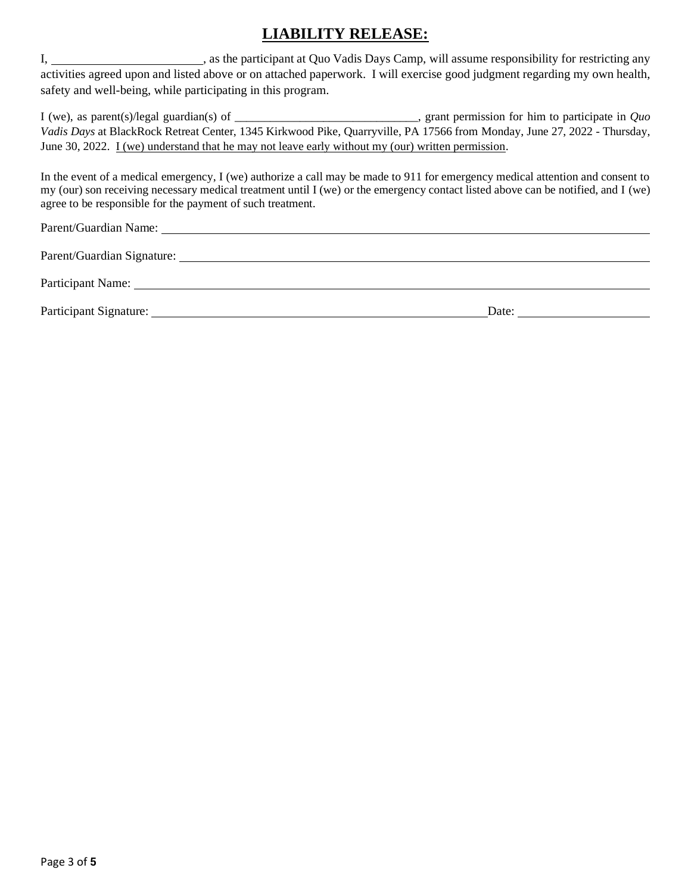# **LIABILITY RELEASE:**

I, ________________________, as the participant at Quo Vadis Days Camp, will assume responsibility for restricting any activities agreed upon and listed above or on attached paperwork. I will exercise good judgment regarding my own health, safety and well-being, while participating in this program.

I (we), as parent(s)/legal guardian(s) of ______________________________, grant permission for him to participate in *Quo Vadis Days* at BlackRock Retreat Center, 1345 Kirkwood Pike, Quarryville, PA 17566 from Monday, June 27, 2022 - Thursday, June 30, 2022. <u>I (we) understand that he may not leave early without my (our) written permission</u>.

In the event of a medical emergency, I (we) authorize a call may be made to 911 for emergency medical attention and consent to my (our) son receiving necessary medical treatment until I (we) or the emergency contact listed above can be notified, and I (we) agree to be responsible for the payment of such treatment.

Parent/Guardian Name: ____________________________________________

Parent/Guardian Signature: ____________________________________________

Participant Name: ____________________________________________

Participant Signature: ______________________________ Date: ____________________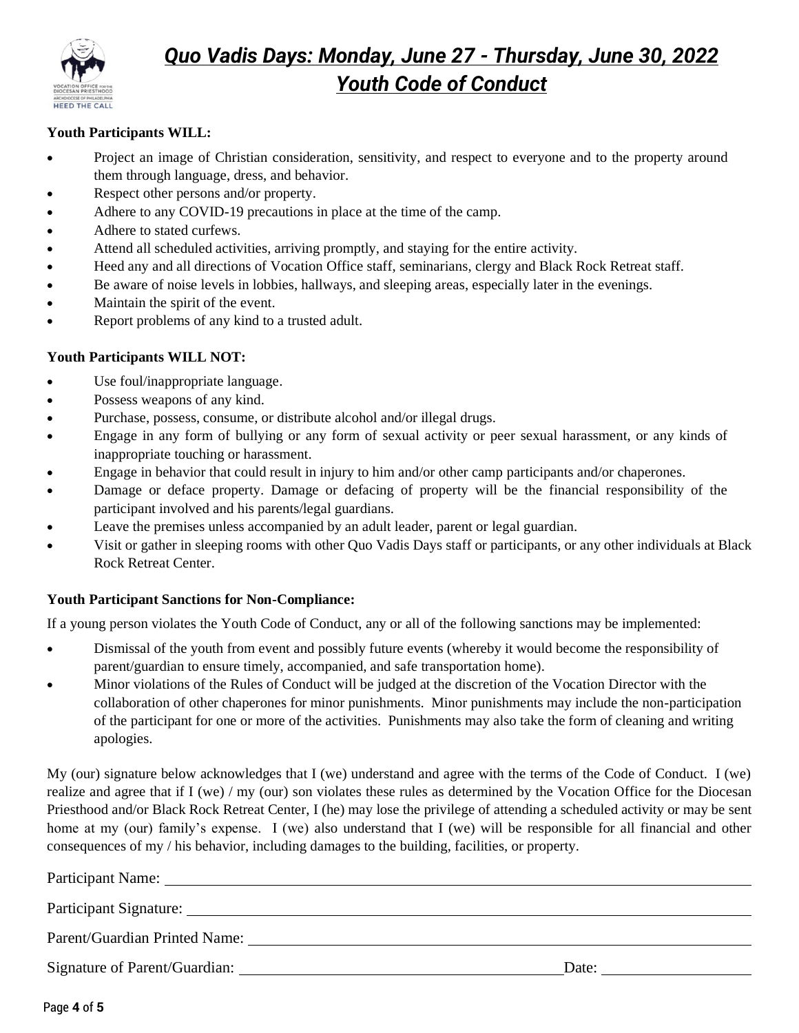# *Quo Vadis Days: Monday, June 27 - Thursday, June 30, 2022*
# *Youth Code of Conduct*

**Youth Participants WILL:**

- Project an image of Christian consideration, sensitivity, and respect to everyone and to the property around them through language, dress, and behavior.
- Respect other persons and/or property.
- Adhere to any COVID-19 precautions in place at the time of the camp.
- Adhere to stated curfews.
- Attend all scheduled activities, arriving promptly, and staying for the entire activity.
- Heed any and all directions of Vocation Office staff, seminarians, clergy and Black Rock Retreat staff.
- Be aware of noise levels in lobbies, hallways, and sleeping areas, especially later in the evenings.
- Maintain the spirit of the event.
- Report problems of any kind to a trusted adult.

**Youth Participants WILL NOT:**

- Use foul/inappropriate language.
- Possess weapons of any kind.
- Purchase, possess, consume, or distribute alcohol and/or illegal drugs.
- Engage in any form of bullying or any form of sexual activity or peer sexual harassment, or any kinds of inappropriate touching or harassment.
- Engage in behavior that could result in injury to him and/or other camp participants and/or chaperones.
- Damage or deface property. Damage or defacing of property will be the financial responsibility of the participant involved and his parents/legal guardians.
- Leave the premises unless accompanied by an adult leader, parent or legal guardian.
- Visit or gather in sleeping rooms with other Quo Vadis Days staff or participants, or any other individuals at Black Rock Retreat Center.

**Youth Participant Sanctions for Non-Compliance:**

If a young person violates the Youth Code of Conduct, any or all of the following sanctions may be implemented:

- Dismissal of the youth from event and possibly future events (whereby it would become the responsibility of parent/guardian to ensure timely, accompanied, and safe transportation home).
- Minor violations of the Rules of Conduct will be judged at the discretion of the Vocation Director with the collaboration of other chaperones for minor punishments. Minor punishments may include the non-participation of the participant for one or more of the activities. Punishments may also take the form of cleaning and writing apologies.

My (our) signature below acknowledges that I (we) understand and agree with the terms of the Code of Conduct. I (we) realize and agree that if I (we) / my (our) son violates these rules as determined by the Vocation Office for the Diocesan Priesthood and/or Black Rock Retreat Center, I (he) may lose the privilege of attending a scheduled activity or may be sent home at my (our) family's expense. I (we) also understand that I (we) will be responsible for all financial and other consequences of my / his behavior, including damages to the building, facilities, or property.

Participant Name: ______________________________

Participant Signature: ______________________________

Parent/Guardian Printed Name: ______________________________

Signature of Parent/Guardian: ______________________________ Date: ______________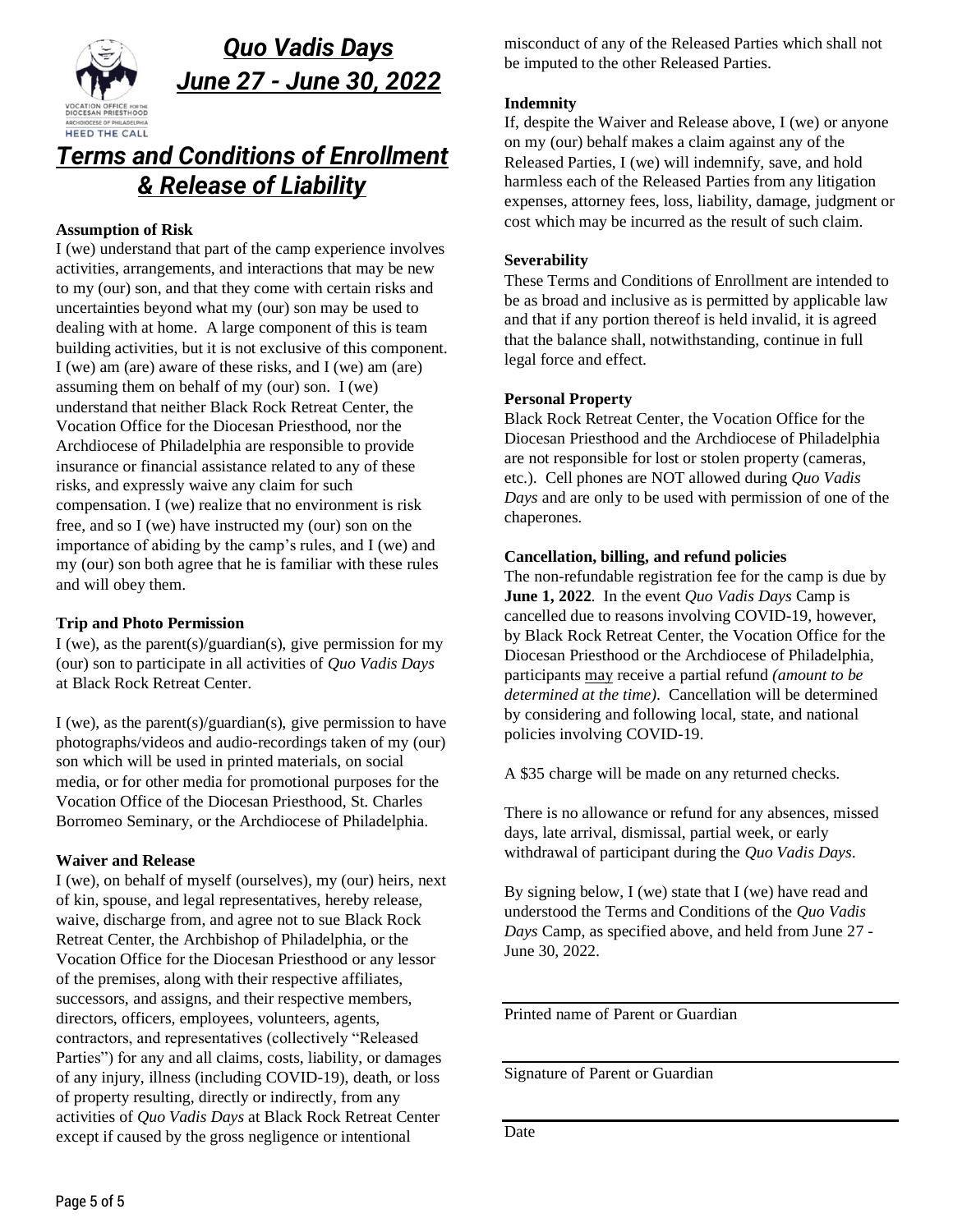# *Quo Vadis Days*

# *June 27 - June 30, 2022*

VOCATION OFFICE FOR THE DIOCESAN PRIESTHOOD
ARCHDIOCESE OF PHILADELPHIA
HEED THE CALL

## *Terms and Conditions of Enrollment & Release of Liability*

**Assumption of Risk**

I (we) understand that part of the camp experience involves activities, arrangements, and interactions that may be new to my (our) son, and that they come with certain risks and uncertainties beyond what my (our) son may be used to dealing with at home. A large component of this is team building activities, but it is not exclusive of this component. I (we) am (are) aware of these risks, and I (we) am (are) assuming them on behalf of my (our) son. I (we) understand that neither Black Rock Retreat Center, the Vocation Office for the Diocesan Priesthood, nor the Archdiocese of Philadelphia are responsible to provide insurance or financial assistance related to any of these risks, and expressly waive any claim for such compensation. I (we) realize that no environment is risk free, and so I (we) have instructed my (our) son on the importance of abiding by the camp's rules, and I (we) and my (our) son both agree that he is familiar with these rules and will obey them.

**Trip and Photo Permission**

I (we), as the parent(s)/guardian(s), give permission for my (our) son to participate in all activities of *Quo Vadis Days* at Black Rock Retreat Center.

I (we), as the parent(s)/guardian(s), give permission to have photographs/videos and audio-recordings taken of my (our) son which will be used in printed materials, on social media, or for other media for promotional purposes for the Vocation Office of the Diocesan Priesthood, St. Charles Borromeo Seminary, or the Archdiocese of Philadelphia.

**Waiver and Release**

I (we), on behalf of myself (ourselves), my (our) heirs, next of kin, spouse, and legal representatives, hereby release, waive, discharge from, and agree not to sue Black Rock Retreat Center, the Archbishop of Philadelphia, or the Vocation Office for the Diocesan Priesthood or any lessor of the premises, along with their respective affiliates, successors, and assigns, and their respective members, directors, officers, employees, volunteers, agents, contractors, and representatives (collectively "Released Parties") for any and all claims, costs, liability, or damages of any injury, illness (including COVID-19), death, or loss of property resulting, directly or indirectly, from any activities of *Quo Vadis Days* at Black Rock Retreat Center except if caused by the gross negligence or intentional misconduct of any of the Released Parties which shall not be imputed to the other Released Parties.

**Indemnity**

If, despite the Waiver and Release above, I (we) or anyone on my (our) behalf makes a claim against any of the Released Parties, I (we) will indemnify, save, and hold harmless each of the Released Parties from any litigation expenses, attorney fees, loss, liability, damage, judgment or cost which may be incurred as the result of such claim.

**Severability**

These Terms and Conditions of Enrollment are intended to be as broad and inclusive as is permitted by applicable law and that if any portion thereof is held invalid, it is agreed that the balance shall, notwithstanding, continue in full legal force and effect.

**Personal Property**

Black Rock Retreat Center, the Vocation Office for the Diocesan Priesthood and the Archdiocese of Philadelphia are not responsible for lost or stolen property (cameras, etc.). Cell phones are NOT allowed during *Quo Vadis Days* and are only to be used with permission of one of the chaperones.

**Cancellation, billing, and refund policies**

The non-refundable registration fee for the camp is due by **June 1, 2022**. In the event *Quo Vadis Days* Camp is cancelled due to reasons involving COVID-19, however, by Black Rock Retreat Center, the Vocation Office for the Diocesan Priesthood or the Archdiocese of Philadelphia, participants <u>may</u> receive a partial refund *(amount to be determined at the time)*. Cancellation will be determined by considering and following local, state, and national policies involving COVID-19.

A $35 charge will be made on any returned checks.

There is no allowance or refund for any absences, missed days, late arrival, dismissal, partial week, or early withdrawal of participant during the *Quo Vadis Days*.

By signing below, I (we) state that I (we) have read and understood the Terms and Conditions of the *Quo Vadis Days* Camp, as specified above, and held from June 27 - June 30, 2022.

______________________________
Printed name of Parent or Guardian

______________________________
Signature of Parent or Guardian

______________________________
Date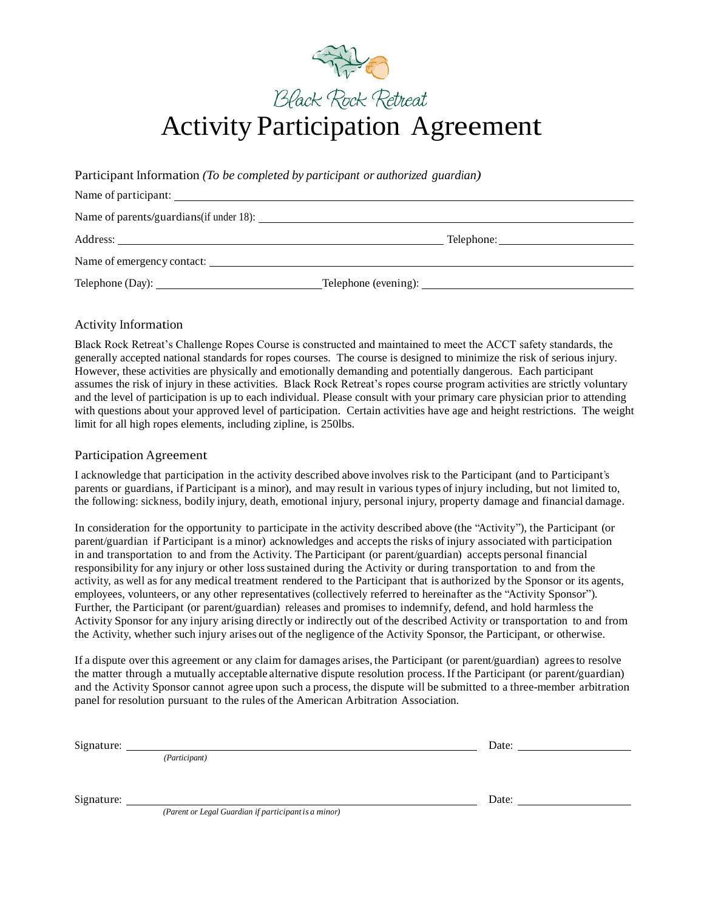Black Rock Retreat

# Activity Participation Agreement

Participant Information *(To be completed by participant or authorized guardian)*

Name of participant: ____________________________________________

Name of parents/guardians(if under 18): ____________________________________________

Address: ______________________________ Telephone: ____________________

Name of emergency contact: ____________________________________________

Telephone (Day): ____________________ Telephone (evening): ____________________

## Activity Information

Black Rock Retreat's Challenge Ropes Course is constructed and maintained to meet the ACCT safety standards, the generally accepted national standards for ropes courses. The course is designed to minimize the risk of serious injury. However, these activities are physically and emotionally demanding and potentially dangerous. Each participant assumes the risk of injury in these activities. Black Rock Retreat's ropes course program activities are strictly voluntary and the level of participation is up to each individual. Please consult with your primary care physician prior to attending with questions about your approved level of participation. Certain activities have age and height restrictions. The weight limit for all high ropes elements, including zipline, is 250lbs.

## Participation Agreement

I acknowledge that participation in the activity described above involves risk to the Participant (and to Participant's parents or guardians, if Participant is a minor), and may result in various types of injury including, but not limited to, the following: sickness, bodily injury, death, emotional injury, personal injury, property damage and financial damage.

In consideration for the opportunity to participate in the activity described above (the "Activity"), the Participant (or parent/guardian if Participant is a minor) acknowledges and accepts the risks of injury associated with participation in and transportation to and from the Activity. The Participant (or parent/guardian) accepts personal financial responsibility for any injury or other loss sustained during the Activity or during transportation to and from the activity, as well as for any medical treatment rendered to the Participant that is authorized by the Sponsor or its agents, employees, volunteers, or any other representatives (collectively referred to hereinafter as the "Activity Sponsor"). Further, the Participant (or parent/guardian) releases and promises to indemnify, defend, and hold harmless the Activity Sponsor for any injury arising directly or indirectly out of the described Activity or transportation to and from the Activity, whether such injury arises out of the negligence of the Activity Sponsor, the Participant, or otherwise.

If a dispute over this agreement or any claim for damages arises, the Participant (or parent/guardian) agrees to resolve the matter through a mutually acceptable alternative dispute resolution process. If the Participant (or parent/guardian) and the Activity Sponsor cannot agree upon such a process, the dispute will be submitted to a three-member arbitration panel for resolution pursuant to the rules of the American Arbitration Association.

Signature: ____________________________________________ Date: ____________________
*(Participant)*

Signature: ____________________________________________ Date: ____________________
*(Parent or Legal Guardian if participant is a minor)*